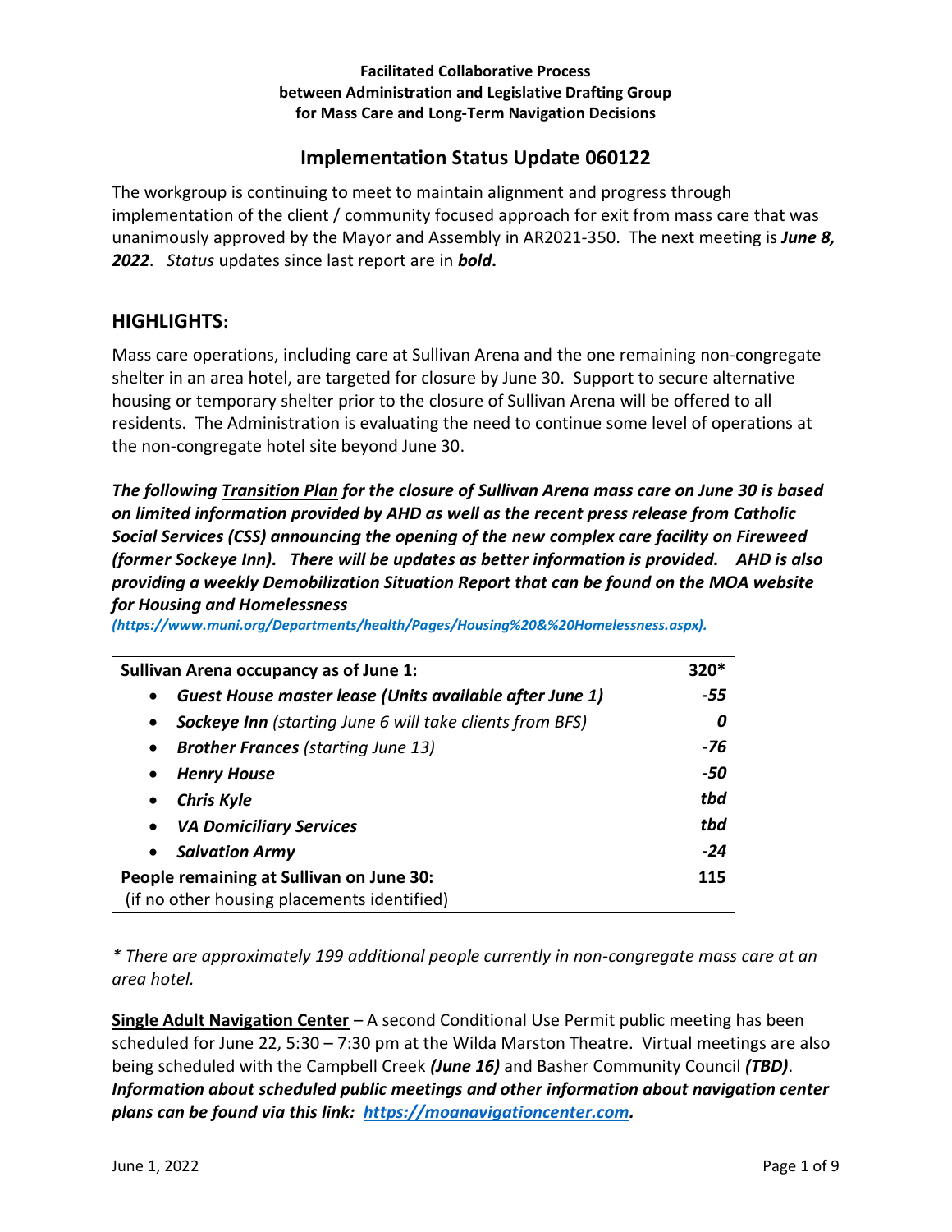**Facilitated Collaborative Process**
**between Administration and Legislative Drafting Group**
**for Mass Care and Long-Term Navigation Decisions**

## Implementation Status Update 060122

The workgroup is continuing to meet to maintain alignment and progress through implementation of the client / community focused approach for exit from mass care that was unanimously approved by the Mayor and Assembly in AR2021-350. The next meeting is ***June 8, 2022***. *Status* updates since last report are in ***bold***.

## HIGHLIGHTS:

Mass care operations, including care at Sullivan Arena and the one remaining non-congregate shelter in an area hotel, are targeted for closure by June 30. Support to secure alternative housing or temporary shelter prior to the closure of Sullivan Arena will be offered to all residents. The Administration is evaluating the need to continue some level of operations at the non-congregate hotel site beyond June 30.

***The following <u>Transition Plan</u> for the closure of Sullivan Arena mass care on June 30 is based on limited information provided by AHD as well as the recent press release from Catholic Social Services (CSS) announcing the opening of the new complex care facility on Fireweed (former Sockeye Inn). There will be updates as better information is provided. AHD is also providing a weekly Demobilization Situation Report that can be found on the MOA website for Housing and Homelessness*** ***(https://www.muni.org/Departments/health/Pages/Housing%20&%20Homelessness.aspx).***

| **Sullivan Arena occupancy as of June 1:** | **320*** |
|---|---|
| • ***Guest House master lease (Units available after June 1)*** | ***-55*** |
| • ***Sockeye Inn*** *(starting June 6 will take clients from BFS)* | ***0*** |
| • ***Brother Frances*** *(starting June 13)* | ***-76*** |
| • ***Henry House*** | ***-50*** |
| • ***Chris Kyle*** | ***tbd*** |
| • ***VA Domiciliary Services*** | ***tbd*** |
| • ***Salvation Army*** | ***-24*** |
| **People remaining at Sullivan on June 30:** (if no other housing placements identified) | **115** |

*\* There are approximately 199 additional people currently in non-congregate mass care at an area hotel.*

**<u>Single Adult Navigation Center</u>** – A second Conditional Use Permit public meeting has been scheduled for June 22, 5:30 – 7:30 pm at the Wilda Marston Theatre. Virtual meetings are also being scheduled with the Campbell Creek ***(June 16)*** and Basher Community Council ***(TBD)***. ***Information about scheduled public meetings and other information about navigation center plans can be found via this link: [https://moanavigationcenter.com](https://moanavigationcenter.com).***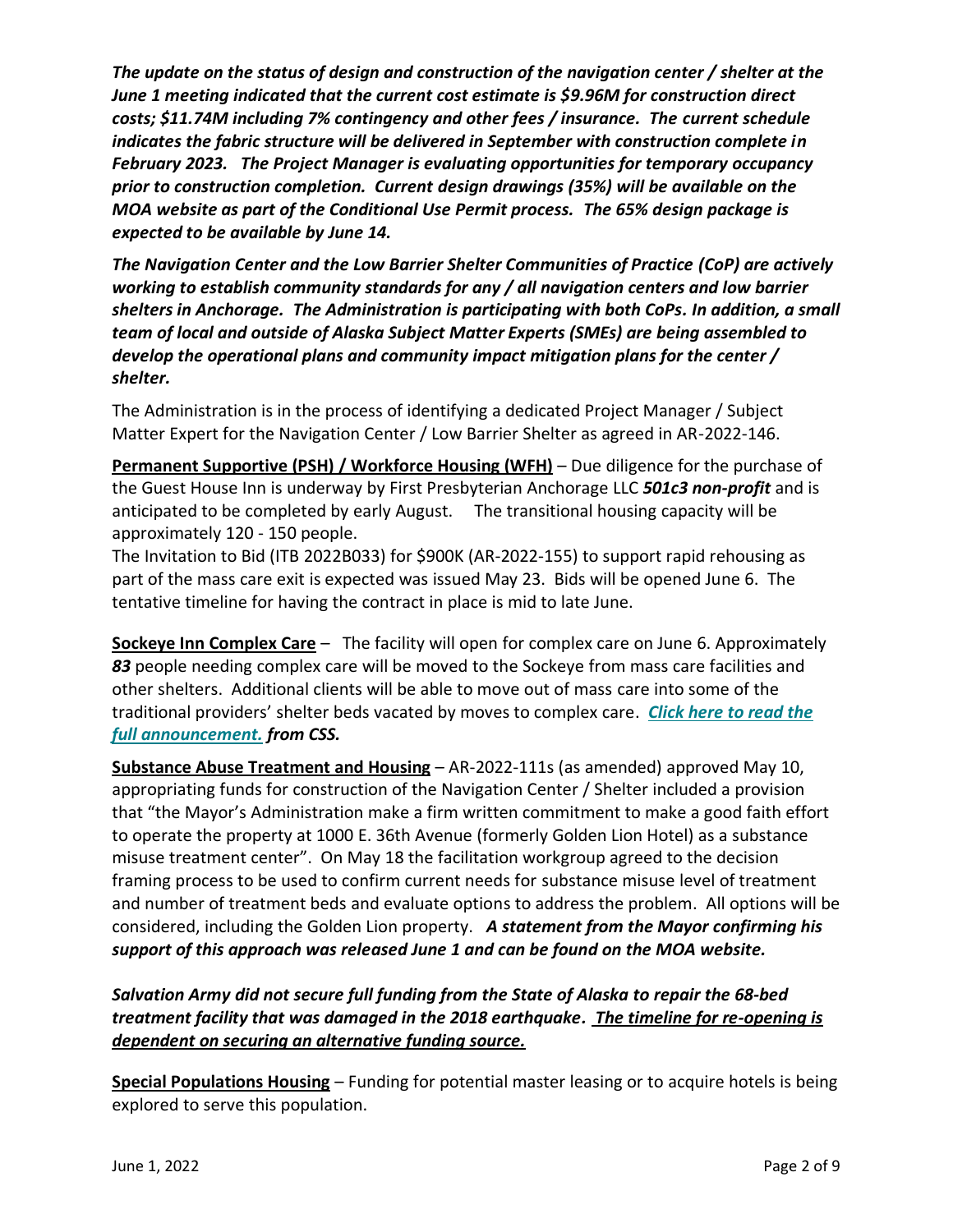***The update on the status of design and construction of the navigation center / shelter at the June 1 meeting indicated that the current cost estimate is $9.96M for construction direct costs; $11.74M including 7% contingency and other fees / insurance. The current schedule indicates the fabric structure will be delivered in September with construction complete in February 2023. The Project Manager is evaluating opportunities for temporary occupancy prior to construction completion. Current design drawings (35%) will be available on the MOA website as part of the Conditional Use Permit process. The 65% design package is expected to be available by June 14.***

***The Navigation Center and the Low Barrier Shelter Communities of Practice (CoP) are actively working to establish community standards for any / all navigation centers and low barrier shelters in Anchorage. The Administration is participating with both CoPs. In addition, a small team of local and outside of Alaska Subject Matter Experts (SMEs) are being assembled to develop the operational plans and community impact mitigation plans for the center / shelter.***

The Administration is in the process of identifying a dedicated Project Manager / Subject Matter Expert for the Navigation Center / Low Barrier Shelter as agreed in AR-2022-146.

**Permanent Supportive (PSH) / Workforce Housing (WFH)** – Due diligence for the purchase of the Guest House Inn is underway by First Presbyterian Anchorage LLC ***501c3 non-profit*** and is anticipated to be completed by early August. The transitional housing capacity will be approximately 120 - 150 people.

The Invitation to Bid (ITB 2022B033) for $900K (AR-2022-155) to support rapid rehousing as part of the mass care exit is expected was issued May 23. Bids will be opened June 6. The tentative timeline for having the contract in place is mid to late June.

**Sockeye Inn Complex Care** – The facility will open for complex care on June 6. Approximately ***83*** people needing complex care will be moved to the Sockeye from mass care facilities and other shelters. Additional clients will be able to move out of mass care into some of the traditional providers' shelter beds vacated by moves to complex care. ***Click here to read the full announcement. from CSS.***

**Substance Abuse Treatment and Housing** – AR-2022-111s (as amended) approved May 10, appropriating funds for construction of the Navigation Center / Shelter included a provision that "the Mayor's Administration make a firm written commitment to make a good faith effort to operate the property at 1000 E. 36th Avenue (formerly Golden Lion Hotel) as a substance misuse treatment center". On May 18 the facilitation workgroup agreed to the decision framing process to be used to confirm current needs for substance misuse level of treatment and number of treatment beds and evaluate options to address the problem. All options will be considered, including the Golden Lion property. ***A statement from the Mayor confirming his support of this approach was released June 1 and can be found on the MOA website.***

***Salvation Army did not secure full funding from the State of Alaska to repair the 68-bed treatment facility that was damaged in the 2018 earthquake. The timeline for re-opening is dependent on securing an alternative funding source.***

**Special Populations Housing** – Funding for potential master leasing or to acquire hotels is being explored to serve this population.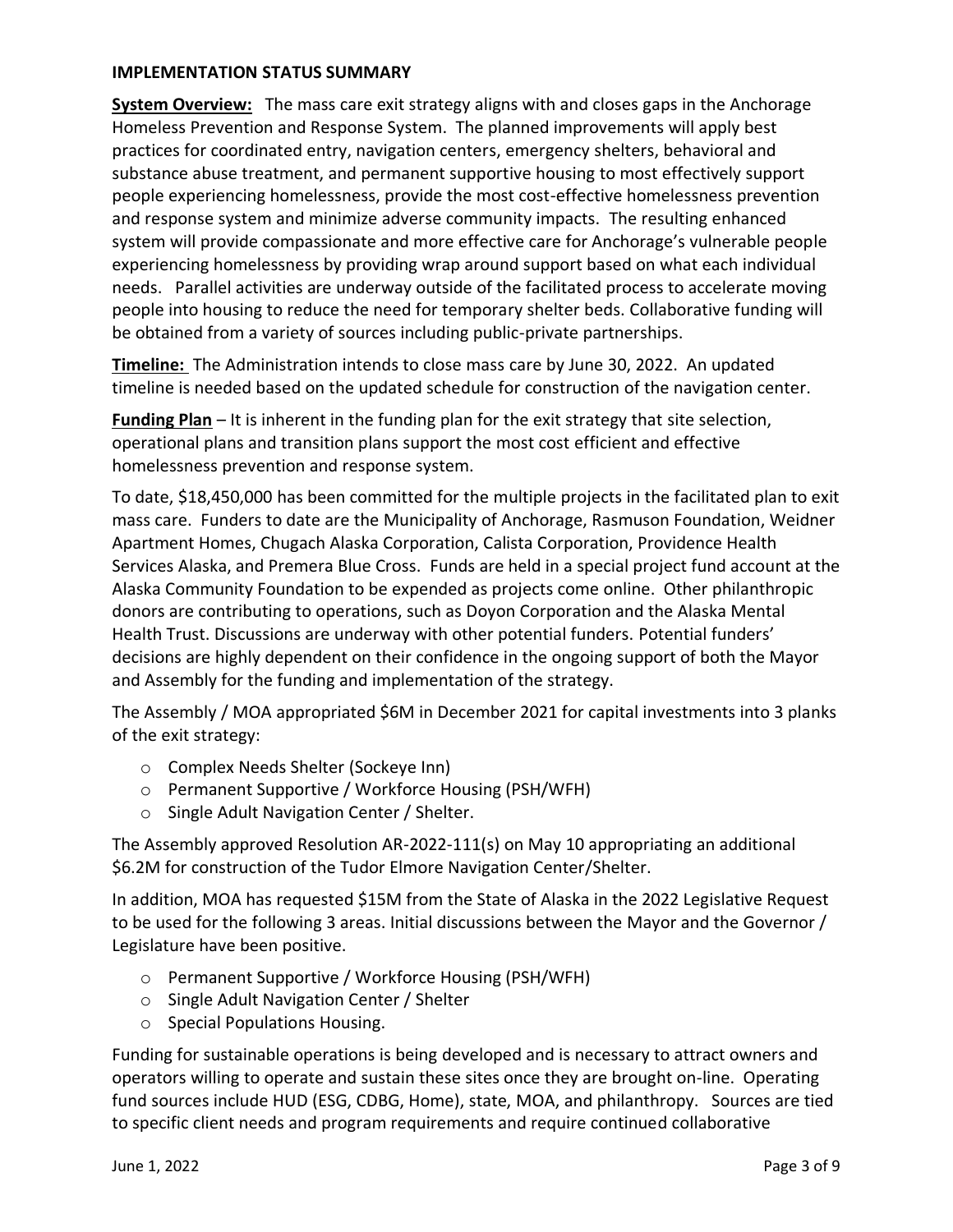## IMPLEMENTATION STATUS SUMMARY

**System Overview:** The mass care exit strategy aligns with and closes gaps in the Anchorage Homeless Prevention and Response System. The planned improvements will apply best practices for coordinated entry, navigation centers, emergency shelters, behavioral and substance abuse treatment, and permanent supportive housing to most effectively support people experiencing homelessness, provide the most cost-effective homelessness prevention and response system and minimize adverse community impacts. The resulting enhanced system will provide compassionate and more effective care for Anchorage's vulnerable people experiencing homelessness by providing wrap around support based on what each individual needs. Parallel activities are underway outside of the facilitated process to accelerate moving people into housing to reduce the need for temporary shelter beds. Collaborative funding will be obtained from a variety of sources including public-private partnerships.

**Timeline:** The Administration intends to close mass care by June 30, 2022. An updated timeline is needed based on the updated schedule for construction of the navigation center.

**Funding Plan** – It is inherent in the funding plan for the exit strategy that site selection, operational plans and transition plans support the most cost efficient and effective homelessness prevention and response system.

To date, $18,450,000 has been committed for the multiple projects in the facilitated plan to exit mass care. Funders to date are the Municipality of Anchorage, Rasmuson Foundation, Weidner Apartment Homes, Chugach Alaska Corporation, Calista Corporation, Providence Health Services Alaska, and Premera Blue Cross. Funds are held in a special project fund account at the Alaska Community Foundation to be expended as projects come online. Other philanthropic donors are contributing to operations, such as Doyon Corporation and the Alaska Mental Health Trust. Discussions are underway with other potential funders. Potential funders' decisions are highly dependent on their confidence in the ongoing support of both the Mayor and Assembly for the funding and implementation of the strategy.

The Assembly / MOA appropriated $6M in December 2021 for capital investments into 3 planks of the exit strategy:

- Complex Needs Shelter (Sockeye Inn)
- Permanent Supportive / Workforce Housing (PSH/WFH)
- Single Adult Navigation Center / Shelter.

The Assembly approved Resolution AR-2022-111(s) on May 10 appropriating an additional $6.2M for construction of the Tudor Elmore Navigation Center/Shelter.

In addition, MOA has requested $15M from the State of Alaska in the 2022 Legislative Request to be used for the following 3 areas. Initial discussions between the Mayor and the Governor / Legislature have been positive.

- Permanent Supportive / Workforce Housing (PSH/WFH)
- Single Adult Navigation Center / Shelter
- Special Populations Housing.

Funding for sustainable operations is being developed and is necessary to attract owners and operators willing to operate and sustain these sites once they are brought on-line. Operating fund sources include HUD (ESG, CDBG, Home), state, MOA, and philanthropy. Sources are tied to specific client needs and program requirements and require continued collaborative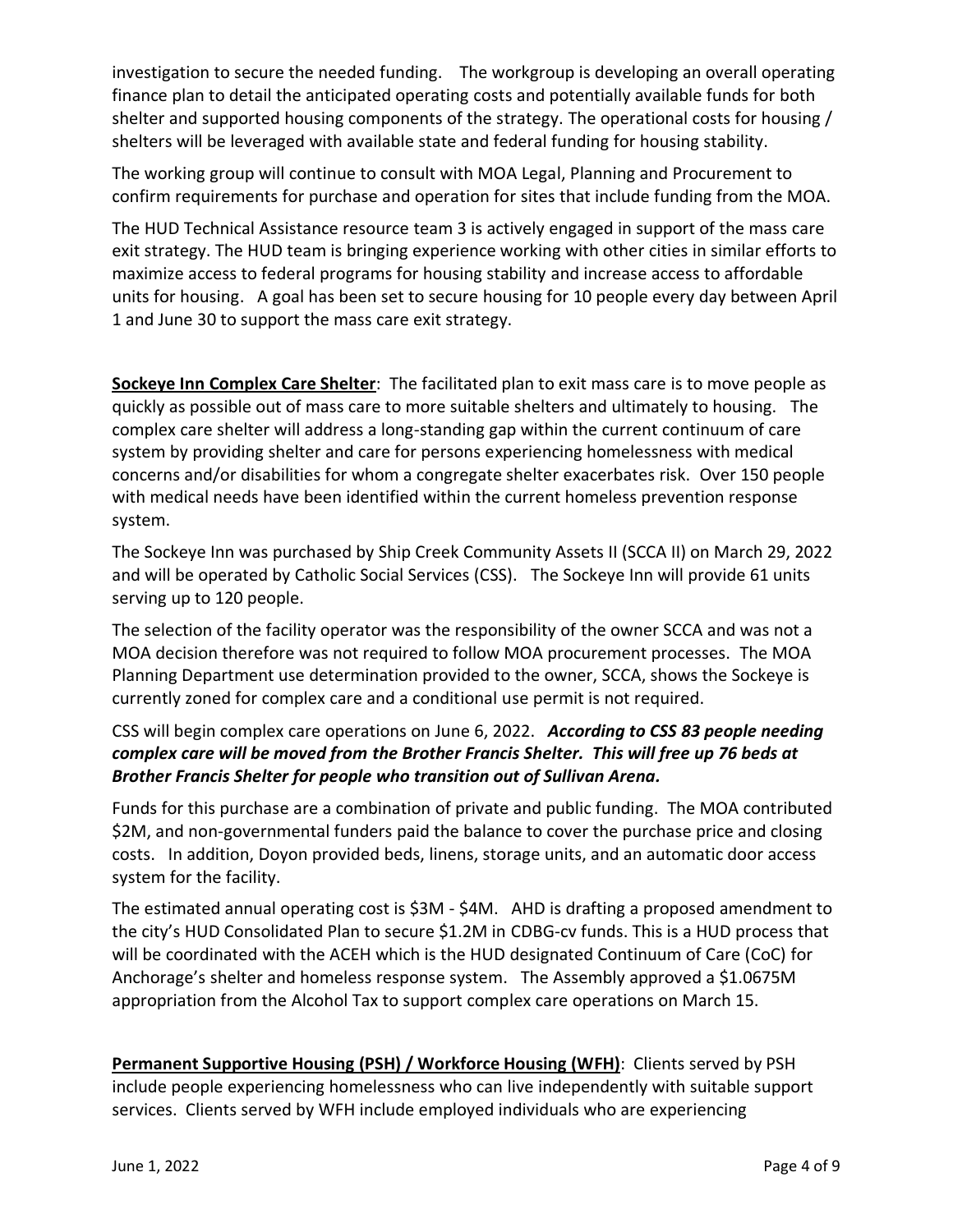investigation to secure the needed funding. The workgroup is developing an overall operating finance plan to detail the anticipated operating costs and potentially available funds for both shelter and supported housing components of the strategy. The operational costs for housing / shelters will be leveraged with available state and federal funding for housing stability.

The working group will continue to consult with MOA Legal, Planning and Procurement to confirm requirements for purchase and operation for sites that include funding from the MOA.

The HUD Technical Assistance resource team 3 is actively engaged in support of the mass care exit strategy. The HUD team is bringing experience working with other cities in similar efforts to maximize access to federal programs for housing stability and increase access to affordable units for housing. A goal has been set to secure housing for 10 people every day between April 1 and June 30 to support the mass care exit strategy.

**Sockeye Inn Complex Care Shelter**: The facilitated plan to exit mass care is to move people as quickly as possible out of mass care to more suitable shelters and ultimately to housing. The complex care shelter will address a long-standing gap within the current continuum of care system by providing shelter and care for persons experiencing homelessness with medical concerns and/or disabilities for whom a congregate shelter exacerbates risk. Over 150 people with medical needs have been identified within the current homeless prevention response system.

The Sockeye Inn was purchased by Ship Creek Community Assets II (SCCA II) on March 29, 2022 and will be operated by Catholic Social Services (CSS). The Sockeye Inn will provide 61 units serving up to 120 people.

The selection of the facility operator was the responsibility of the owner SCCA and was not a MOA decision therefore was not required to follow MOA procurement processes. The MOA Planning Department use determination provided to the owner, SCCA, shows the Sockeye is currently zoned for complex care and a conditional use permit is not required.

CSS will begin complex care operations on June 6, 2022. ***According to CSS 83 people needing complex care will be moved from the Brother Francis Shelter. This will free up 76 beds at Brother Francis Shelter for people who transition out of Sullivan Arena.***

Funds for this purchase are a combination of private and public funding. The MOA contributed $2M, and non-governmental funders paid the balance to cover the purchase price and closing costs. In addition, Doyon provided beds, linens, storage units, and an automatic door access system for the facility.

The estimated annual operating cost is $3M - $4M. AHD is drafting a proposed amendment to the city's HUD Consolidated Plan to secure $1.2M in CDBG-cv funds. This is a HUD process that will be coordinated with the ACEH which is the HUD designated Continuum of Care (CoC) for Anchorage's shelter and homeless response system. The Assembly approved a $1.0675M appropriation from the Alcohol Tax to support complex care operations on March 15.

**Permanent Supportive Housing (PSH) / Workforce Housing (WFH)**: Clients served by PSH include people experiencing homelessness who can live independently with suitable support services. Clients served by WFH include employed individuals who are experiencing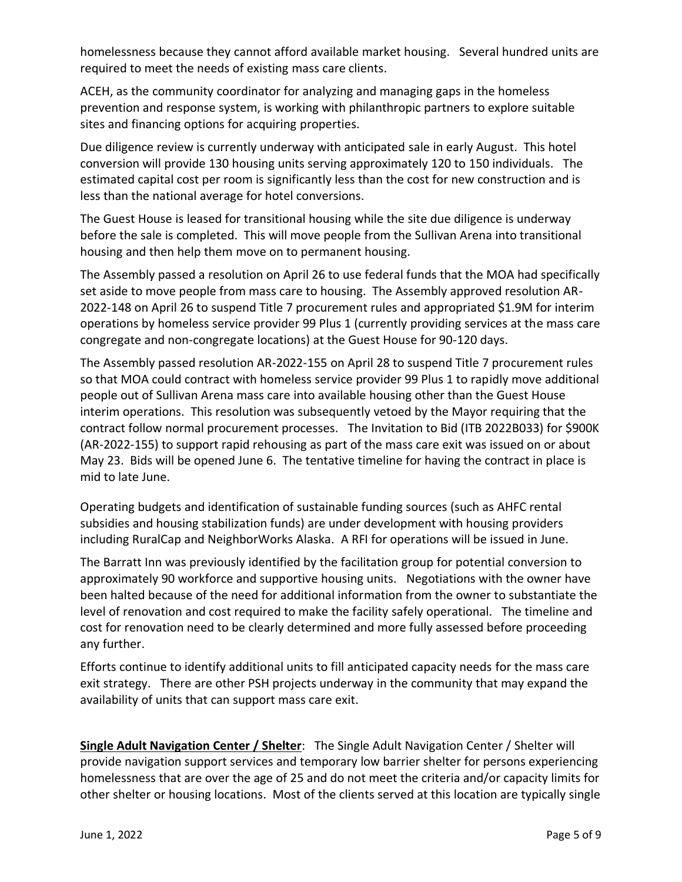homelessness because they cannot afford available market housing. Several hundred units are required to meet the needs of existing mass care clients.

ACEH, as the community coordinator for analyzing and managing gaps in the homeless prevention and response system, is working with philanthropic partners to explore suitable sites and financing options for acquiring properties.

Due diligence review is currently underway with anticipated sale in early August. This hotel conversion will provide 130 housing units serving approximately 120 to 150 individuals. The estimated capital cost per room is significantly less than the cost for new construction and is less than the national average for hotel conversions.

The Guest House is leased for transitional housing while the site due diligence is underway before the sale is completed. This will move people from the Sullivan Arena into transitional housing and then help them move on to permanent housing.

The Assembly passed a resolution on April 26 to use federal funds that the MOA had specifically set aside to move people from mass care to housing. The Assembly approved resolution AR-2022-148 on April 26 to suspend Title 7 procurement rules and appropriated $1.9M for interim operations by homeless service provider 99 Plus 1 (currently providing services at the mass care congregate and non-congregate locations) at the Guest House for 90-120 days.

The Assembly passed resolution AR-2022-155 on April 28 to suspend Title 7 procurement rules so that MOA could contract with homeless service provider 99 Plus 1 to rapidly move additional people out of Sullivan Arena mass care into available housing other than the Guest House interim operations. This resolution was subsequently vetoed by the Mayor requiring that the contract follow normal procurement processes. The Invitation to Bid (ITB 2022B033) for $900K (AR-2022-155) to support rapid rehousing as part of the mass care exit was issued on or about May 23. Bids will be opened June 6. The tentative timeline for having the contract in place is mid to late June.

Operating budgets and identification of sustainable funding sources (such as AHFC rental subsidies and housing stabilization funds) are under development with housing providers including RuralCap and NeighborWorks Alaska. A RFI for operations will be issued in June.

The Barratt Inn was previously identified by the facilitation group for potential conversion to approximately 90 workforce and supportive housing units. Negotiations with the owner have been halted because of the need for additional information from the owner to substantiate the level of renovation and cost required to make the facility safely operational. The timeline and cost for renovation need to be clearly determined and more fully assessed before proceeding any further.

Efforts continue to identify additional units to fill anticipated capacity needs for the mass care exit strategy. There are other PSH projects underway in the community that may expand the availability of units that can support mass care exit.

**Single Adult Navigation Center / Shelter**: The Single Adult Navigation Center / Shelter will provide navigation support services and temporary low barrier shelter for persons experiencing homelessness that are over the age of 25 and do not meet the criteria and/or capacity limits for other shelter or housing locations. Most of the clients served at this location are typically single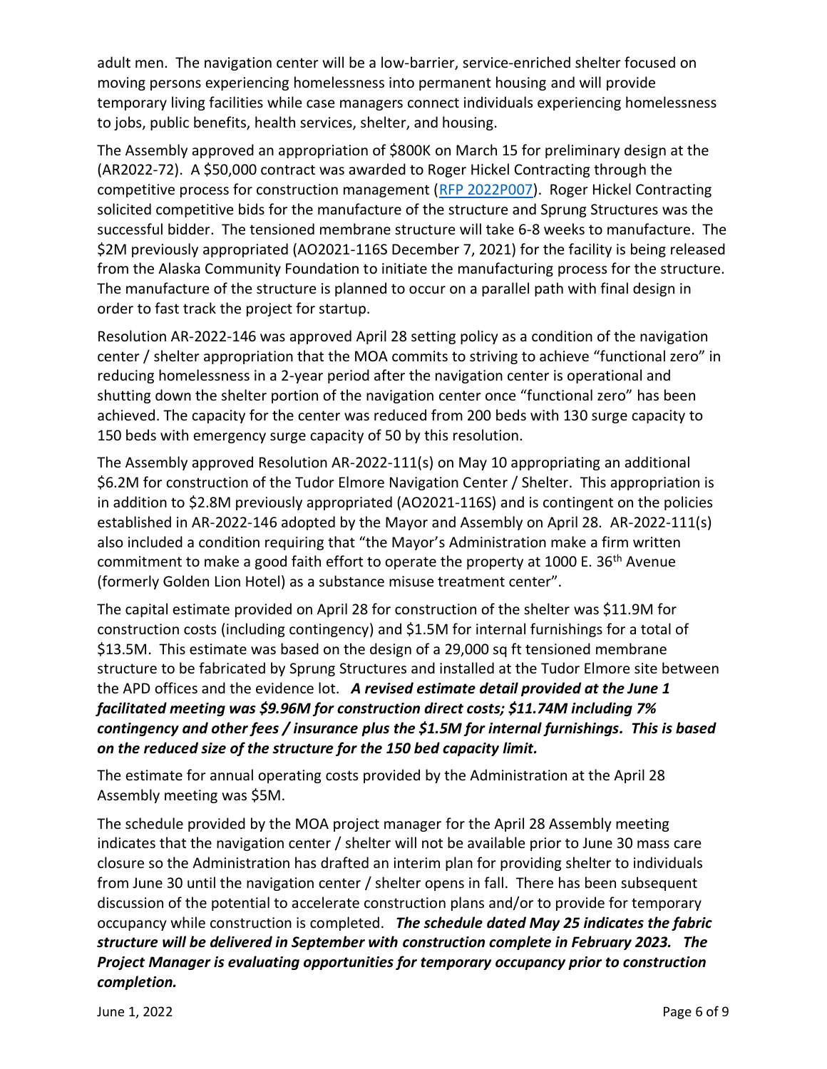adult men. The navigation center will be a low-barrier, service-enriched shelter focused on moving persons experiencing homelessness into permanent housing and will provide temporary living facilities while case managers connect individuals experiencing homelessness to jobs, public benefits, health services, shelter, and housing.

The Assembly approved an appropriation of $800K on March 15 for preliminary design at the (AR2022-72). A $50,000 contract was awarded to Roger Hickel Contracting through the competitive process for construction management (RFP 2022P007). Roger Hickel Contracting solicited competitive bids for the manufacture of the structure and Sprung Structures was the successful bidder. The tensioned membrane structure will take 6-8 weeks to manufacture. The $2M previously appropriated (AO2021-116S December 7, 2021) for the facility is being released from the Alaska Community Foundation to initiate the manufacturing process for the structure. The manufacture of the structure is planned to occur on a parallel path with final design in order to fast track the project for startup.

Resolution AR-2022-146 was approved April 28 setting policy as a condition of the navigation center / shelter appropriation that the MOA commits to striving to achieve "functional zero" in reducing homelessness in a 2-year period after the navigation center is operational and shutting down the shelter portion of the navigation center once "functional zero" has been achieved. The capacity for the center was reduced from 200 beds with 130 surge capacity to 150 beds with emergency surge capacity of 50 by this resolution.

The Assembly approved Resolution AR-2022-111(s) on May 10 appropriating an additional $6.2M for construction of the Tudor Elmore Navigation Center / Shelter. This appropriation is in addition to $2.8M previously appropriated (AO2021-116S) and is contingent on the policies established in AR-2022-146 adopted by the Mayor and Assembly on April 28. AR-2022-111(s) also included a condition requiring that "the Mayor's Administration make a firm written commitment to make a good faith effort to operate the property at 1000 E. 36th Avenue (formerly Golden Lion Hotel) as a substance misuse treatment center".

The capital estimate provided on April 28 for construction of the shelter was $11.9M for construction costs (including contingency) and $1.5M for internal furnishings for a total of $13.5M. This estimate was based on the design of a 29,000 sq ft tensioned membrane structure to be fabricated by Sprung Structures and installed at the Tudor Elmore site between the APD offices and the evidence lot. ***A revised estimate detail provided at the June 1 facilitated meeting was $9.96M for construction direct costs; $11.74M including 7% contingency and other fees / insurance plus the $1.5M for internal furnishings. This is based on the reduced size of the structure for the 150 bed capacity limit.***

The estimate for annual operating costs provided by the Administration at the April 28 Assembly meeting was $5M.

The schedule provided by the MOA project manager for the April 28 Assembly meeting indicates that the navigation center / shelter will not be available prior to June 30 mass care closure so the Administration has drafted an interim plan for providing shelter to individuals from June 30 until the navigation center / shelter opens in fall. There has been subsequent discussion of the potential to accelerate construction plans and/or to provide for temporary occupancy while construction is completed. ***The schedule dated May 25 indicates the fabric structure will be delivered in September with construction complete in February 2023. The Project Manager is evaluating opportunities for temporary occupancy prior to construction completion.***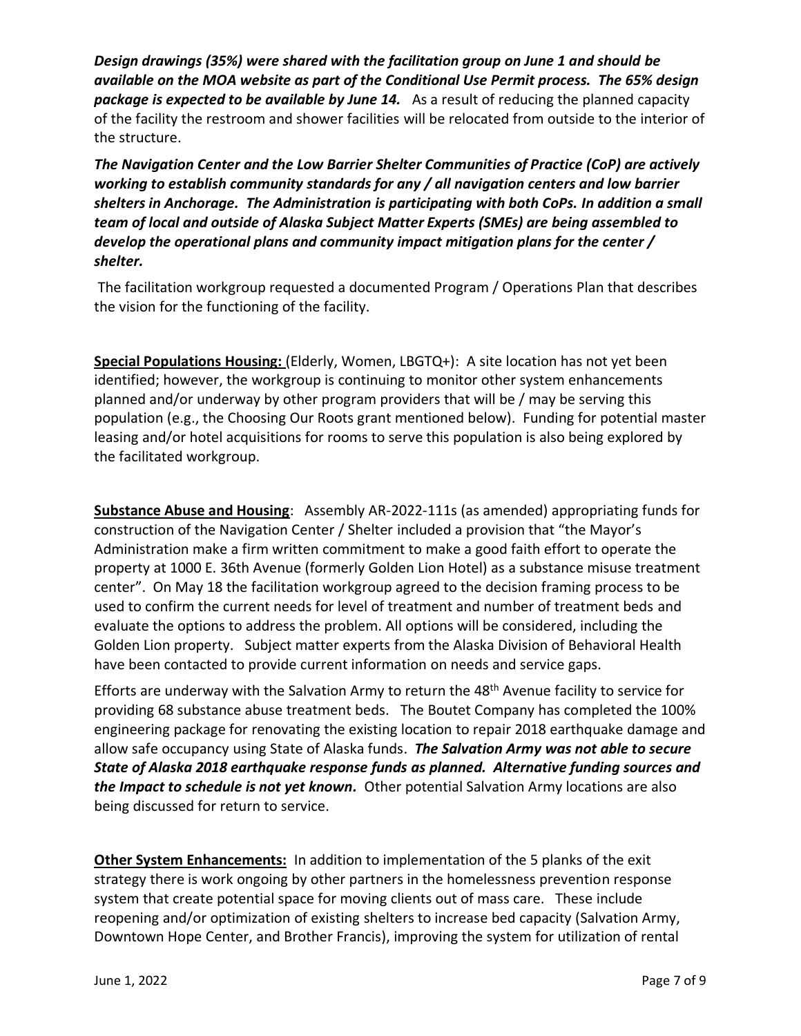***Design drawings (35%) were shared with the facilitation group on June 1 and should be available on the MOA website as part of the Conditional Use Permit process. The 65% design package is expected to be available by June 14.*** As a result of reducing the planned capacity of the facility the restroom and shower facilities will be relocated from outside to the interior of the structure.

***The Navigation Center and the Low Barrier Shelter Communities of Practice (CoP) are actively working to establish community standards for any / all navigation centers and low barrier shelters in Anchorage. The Administration is participating with both CoPs. In addition a small team of local and outside of Alaska Subject Matter Experts (SMEs) are being assembled to develop the operational plans and community impact mitigation plans for the center / shelter.***

The facilitation workgroup requested a documented Program / Operations Plan that describes the vision for the functioning of the facility.

**Special Populations Housing:** (Elderly, Women, LBGTQ+): A site location has not yet been identified; however, the workgroup is continuing to monitor other system enhancements planned and/or underway by other program providers that will be / may be serving this population (e.g., the Choosing Our Roots grant mentioned below). Funding for potential master leasing and/or hotel acquisitions for rooms to serve this population is also being explored by the facilitated workgroup.

**Substance Abuse and Housing**: Assembly AR-2022-111s (as amended) appropriating funds for construction of the Navigation Center / Shelter included a provision that "the Mayor's Administration make a firm written commitment to make a good faith effort to operate the property at 1000 E. 36th Avenue (formerly Golden Lion Hotel) as a substance misuse treatment center". On May 18 the facilitation workgroup agreed to the decision framing process to be used to confirm the current needs for level of treatment and number of treatment beds and evaluate the options to address the problem. All options will be considered, including the Golden Lion property. Subject matter experts from the Alaska Division of Behavioral Health have been contacted to provide current information on needs and service gaps.

Efforts are underway with the Salvation Army to return the 48th Avenue facility to service for providing 68 substance abuse treatment beds. The Boutet Company has completed the 100% engineering package for renovating the existing location to repair 2018 earthquake damage and allow safe occupancy using State of Alaska funds. ***The Salvation Army was not able to secure State of Alaska 2018 earthquake response funds as planned. Alternative funding sources and the Impact to schedule is not yet known.*** Other potential Salvation Army locations are also being discussed for return to service.

**Other System Enhancements:** In addition to implementation of the 5 planks of the exit strategy there is work ongoing by other partners in the homelessness prevention response system that create potential space for moving clients out of mass care. These include reopening and/or optimization of existing shelters to increase bed capacity (Salvation Army, Downtown Hope Center, and Brother Francis), improving the system for utilization of rental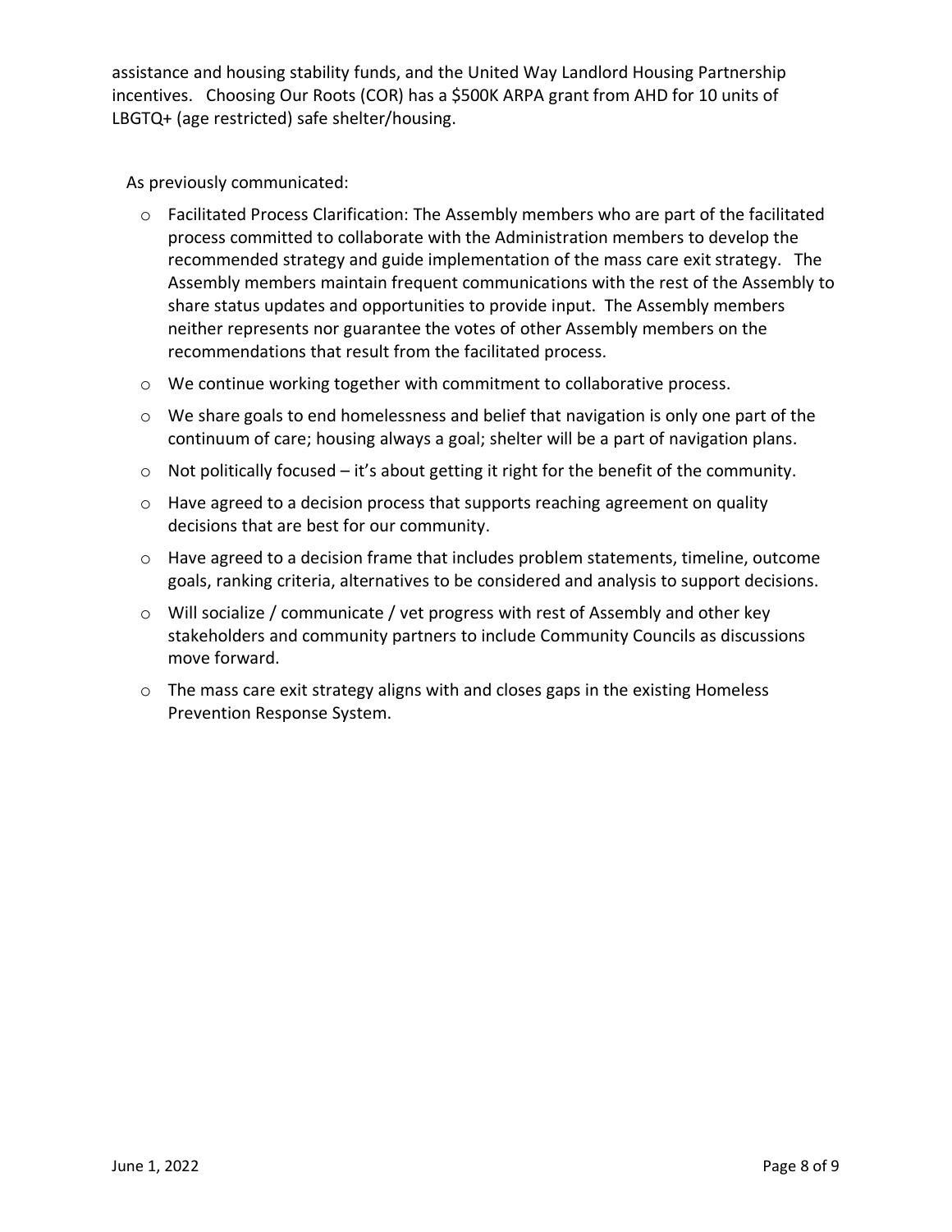assistance and housing stability funds, and the United Way Landlord Housing Partnership incentives. Choosing Our Roots (COR) has a $500K ARPA grant from AHD for 10 units of LBGTQ+ (age restricted) safe shelter/housing.

As previously communicated:

- Facilitated Process Clarification: The Assembly members who are part of the facilitated process committed to collaborate with the Administration members to develop the recommended strategy and guide implementation of the mass care exit strategy. The Assembly members maintain frequent communications with the rest of the Assembly to share status updates and opportunities to provide input. The Assembly members neither represents nor guarantee the votes of other Assembly members on the recommendations that result from the facilitated process.
- We continue working together with commitment to collaborative process.
- We share goals to end homelessness and belief that navigation is only one part of the continuum of care; housing always a goal; shelter will be a part of navigation plans.
- Not politically focused – it's about getting it right for the benefit of the community.
- Have agreed to a decision process that supports reaching agreement on quality decisions that are best for our community.
- Have agreed to a decision frame that includes problem statements, timeline, outcome goals, ranking criteria, alternatives to be considered and analysis to support decisions.
- Will socialize / communicate / vet progress with rest of Assembly and other key stakeholders and community partners to include Community Councils as discussions move forward.
- The mass care exit strategy aligns with and closes gaps in the existing Homeless Prevention Response System.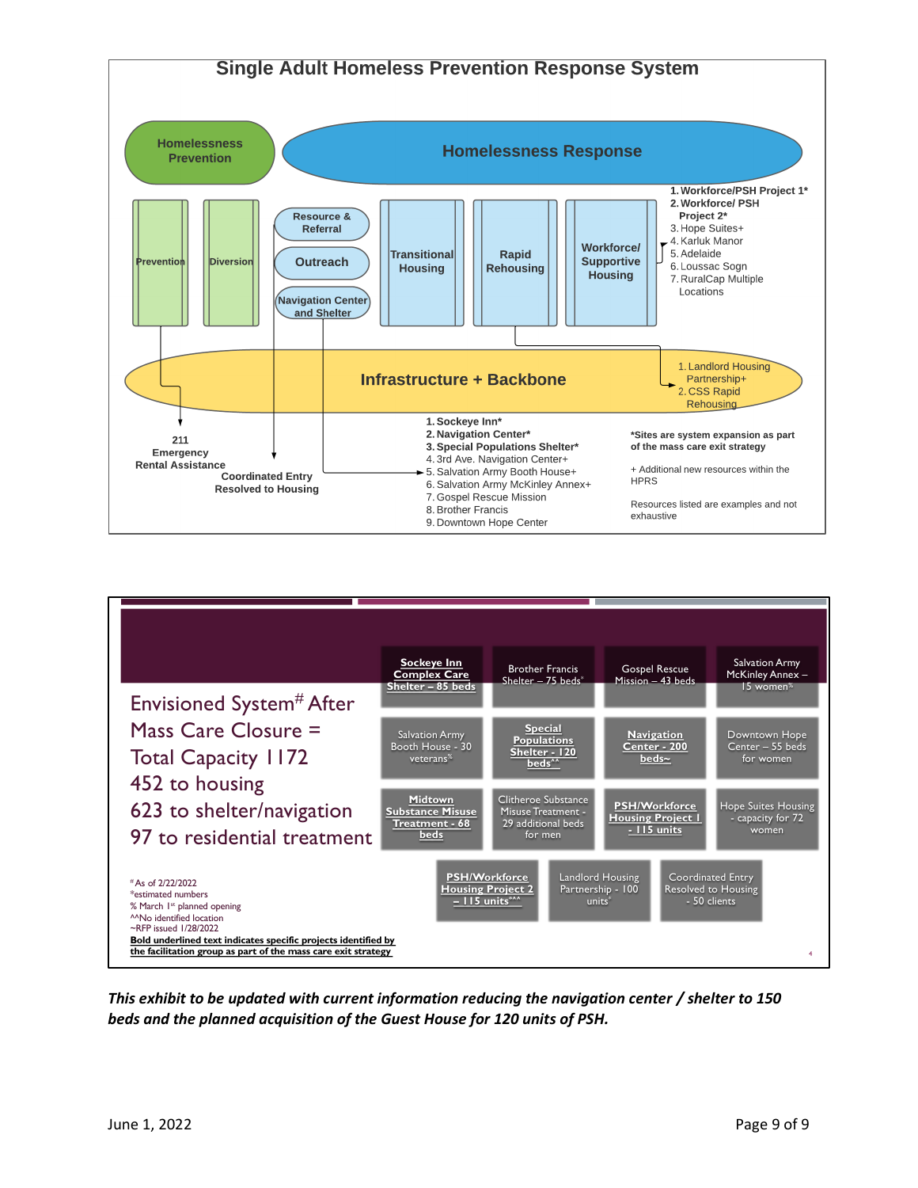## Single Adult Homeless Prevention Response System

Homelessness Prevention

Homelessness Response

Prevention

Diversion

Resource & Referral

Outreach

Navigation Center and Shelter

Transitional Housing

Rapid Rehousing

Workforce/ Supportive Housing

1. **Workforce/PSH Project 1***
2. **Workforce/ PSH Project 2***
3. Hope Suites+
4. Karluk Manor
5. Adelaide
6. Loussac Sogn
7. RuralCap Multiple Locations

Infrastructure + Backbone

1. Landlord Housing Partnership+
2. CSS Rapid Rehousing

211 Emergency Rental Assistance

Coordinated Entry Resolved to Housing

1. **Sockeye Inn***
2. **Navigation Center***
3. **Special Populations Shelter***
4. 3rd Ave. Navigation Center+
5. Salvation Army Booth House+
6. Salvation Army McKinley Annex+
7. Gospel Rescue Mission
8. Brother Francis
9. Downtown Hope Center

*Sites are system expansion as part of the mass care exit strategy

+ Additional new resources within the HPRS

Resources listed are examples and not exhaustive

---

Envisioned System[#] After Mass Care Closure = Total Capacity 1172

452 to housing

623 to shelter/navigation

97 to residential treatment

**Sockeye Inn Complex Care Shelter – 85 beds**

Brother Francis Shelter – 75 beds*

Gospel Rescue Mission – 43 beds

Salvation Army McKinley Annex – 15 women%

Salvation Army Booth House - 30 veterans%

**Special Populations Shelter - 120 beds**^^

**Navigation Center - 200 beds**~

Downtown Hope Center – 55 beds for women

**Midtown Substance Misuse Treatment - 68 beds**

Clitheroe Substance Misuse Treatment - 29 additional beds for men

**PSH/Workforce Housing Project 1 - 115 units**

Hope Suites Housing - capacity for 72 women

**PSH/Workforce Housing Project 2 – 115 units**^^^

Landlord Housing Partnership - 100 units*

Coordinated Entry Resolved to Housing - 50 clients

[#] As of 2/22/2022
*estimated numbers
% March 1st planned opening
^^No identified location
~RFP issued 1/28/2022
**Bold underlined text indicates specific projects identified by the facilitation group as part of the mass care exit strategy**

***This exhibit to be updated with current information reducing the navigation center / shelter to 150 beds and the planned acquisition of the Guest House for 120 units of PSH.***

June 1, 2022